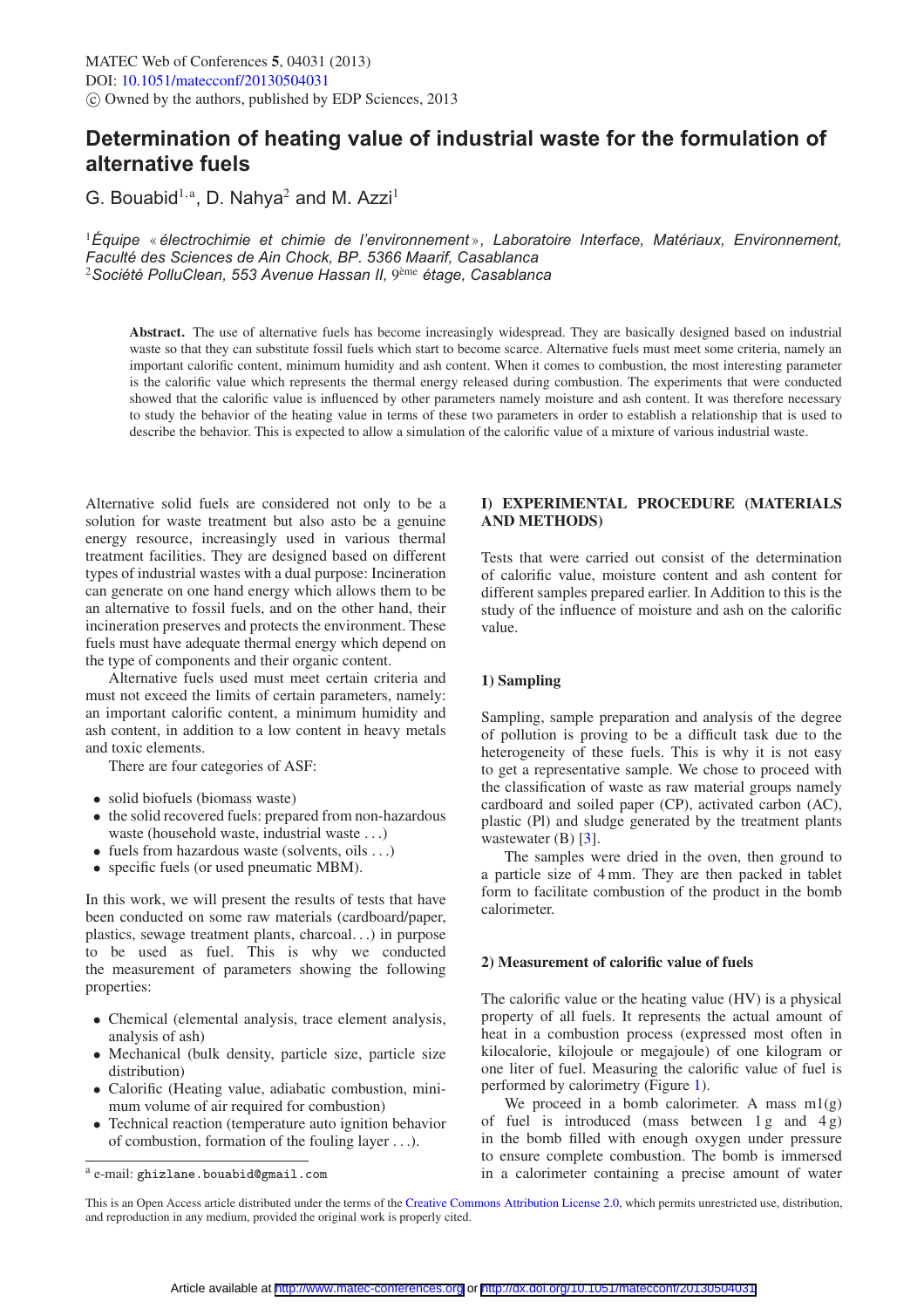# Determination of heating value of industrial waste for the formulation of alternative fuels

G. Bouabid[1,a], D. Nahya[2] and M. Azzi[1]

[1] *Équipe « électrochimie et chimie de l'environnement », Laboratoire Interface, Matériaux, Environnement, Faculté des Sciences de Ain Chock, BP. 5366 Maarif, Casablanca*
[2] *Société PolluClean, 553 Avenue Hassan II, 9ème étage, Casablanca*

**Abstract.** The use of alternative fuels has become increasingly widespread. They are basically designed based on industrial waste so that they can substitute fossil fuels which start to become scarce. Alternative fuels must meet some criteria, namely an important calorific content, minimum humidity and ash content. When it comes to combustion, the most interesting parameter is the calorific value which represents the thermal energy released during combustion. The experiments that were conducted showed that the calorific value is influenced by other parameters namely moisture and ash content. It was therefore necessary to study the behavior of the heating value in terms of these two parameters in order to establish a relationship that is used to describe the behavior. This is expected to allow a simulation of the calorific value of a mixture of various industrial waste.

Alternative solid fuels are considered not only to be a solution for waste treatment but also asto be a genuine energy resource, increasingly used in various thermal treatment facilities. They are designed based on different types of industrial wastes with a dual purpose: Incineration can generate on one hand energy which allows them to be an alternative to fossil fuels, and on the other hand, their incineration preserves and protects the environment. These fuels must have adequate thermal energy which depend on the type of components and their organic content.

Alternative fuels used must meet certain criteria and must not exceed the limits of certain parameters, namely: an important calorific content, a minimum humidity and ash content, in addition to a low content in heavy metals and toxic elements.

There are four categories of ASF:

- solid biofuels (biomass waste)
- the solid recovered fuels: prepared from non-hazardous waste (household waste, industrial waste ...)
- fuels from hazardous waste (solvents, oils ...)
- specific fuels (or used pneumatic MBM).

In this work, we will present the results of tests that have been conducted on some raw materials (cardboard/paper, plastics, sewage treatment plants, charcoal...) in purpose to be used as fuel. This is why we conducted the measurement of parameters showing the following properties:

- Chemical (elemental analysis, trace element analysis, analysis of ash)
- Mechanical (bulk density, particle size, particle size distribution)
- Calorific (Heating value, adiabatic combustion, minimum volume of air required for combustion)
- Technical reaction (temperature auto ignition behavior of combustion, formation of the fouling layer ...).

[a] e-mail: ghizlane.bouabid@gmail.com

## I) EXPERIMENTAL PROCEDURE (MATERIALS AND METHODS)

Tests that were carried out consist of the determination of calorific value, moisture content and ash content for different samples prepared earlier. In Addition to this is the study of the influence of moisture and ash on the calorific value.

### 1) Sampling

Sampling, sample preparation and analysis of the degree of pollution is proving to be a difficult task due to the heterogeneity of these fuels. This is why it is not easy to get a representative sample. We chose to proceed with the classification of waste as raw material groups namely cardboard and soiled paper (CP), activated carbon (AC), plastic (Pl) and sludge generated by the treatment plants wastewater (B) [3].

The samples were dried in the oven, then ground to a particle size of 4 mm. They are then packed in tablet form to facilitate combustion of the product in the bomb calorimeter.

### 2) Measurement of calorific value of fuels

The calorific value or the heating value (HV) is a physical property of all fuels. It represents the actual amount of heat in a combustion process (expressed most often in kilocalorie, kilojoule or megajoule) of one kilogram or one liter of fuel. Measuring the calorific value of fuel is performed by calorimetry (Figure 1).

We proceed in a bomb calorimeter. A mass m1(g) of fuel is introduced (mass between 1 g and 4 g) in the bomb filled with enough oxygen under pressure to ensure complete combustion. The bomb is immersed in a calorimeter containing a precise amount of water

This is an Open Access article distributed under the terms of the Creative Commons Attribution License 2.0, which permits unrestricted use, distribution, and reproduction in any medium, provided the original work is properly cited.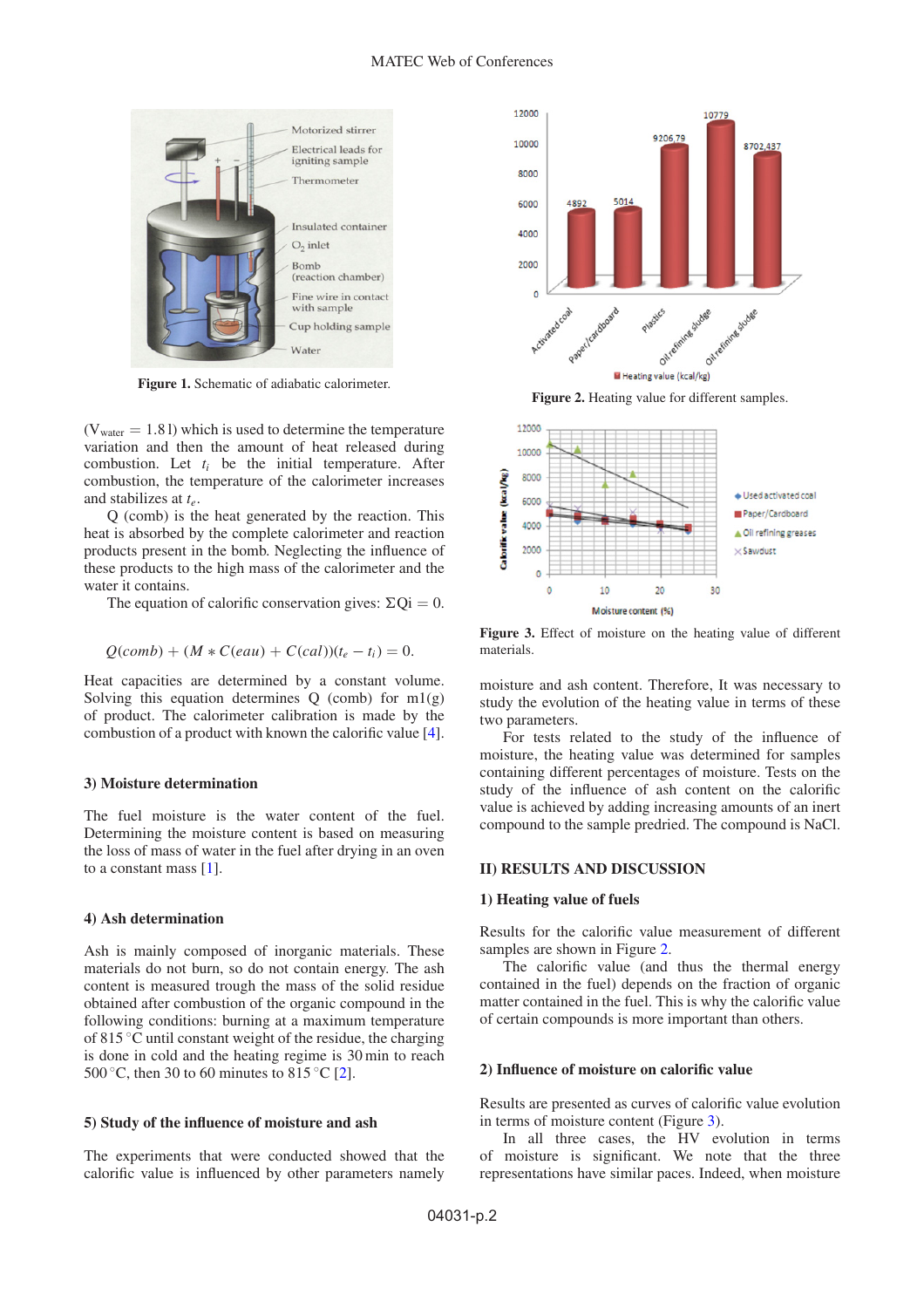Figure 1. Schematic of adiabatic calorimeter.

($V_{water} = 1.8$ l) which is used to determine the temperature variation and then the amount of heat released during combustion. Let $t_i$ be the initial temperature. After combustion, the temperature of the calorimeter increases and stabilizes at $t_e$.

Q (comb) is the heat generated by the reaction. This heat is absorbed by the complete calorimeter and reaction products present in the bomb. Neglecting the influence of these products to the high mass of the calorimeter and the water it contains.

The equation of calorific conservation gives: $\Sigma Qi = 0$.

$$Q(comb) + (M * C(eau) + C(cal))(t_e - t_i) = 0.$$

Heat capacities are determined by a constant volume. Solving this equation determines Q (comb) for m1(g) of product. The calorimeter calibration is made by the combustion of a product with known the calorific value [4].

### 3) Moisture determination

The fuel moisture is the water content of the fuel. Determining the moisture content is based on measuring the loss of mass of water in the fuel after drying in an oven to a constant mass [1].

### 4) Ash determination

Ash is mainly composed of inorganic materials. These materials do not burn, so do not contain energy. The ash content is measured trough the mass of the solid residue obtained after combustion of the organic compound in the following conditions: burning at a maximum temperature of 815 °C until constant weight of the residue, the charging is done in cold and the heating regime is 30 min to reach 500 °C, then 30 to 60 minutes to 815 °C [2].

### 5) Study of the influence of moisture and ash

The experiments that were conducted showed that the calorific value is influenced by other parameters namely moisture and ash content. Therefore, It was necessary to study the evolution of the heating value in terms of these two parameters.

For tests related to the study of the influence of moisture, the heating value was determined for samples containing different percentages of moisture. Tests on the study of the influence of ash content on the calorific value is achieved by adding increasing amounts of an inert compound to the sample predried. The compound is NaCl.

Figure 2. Heating value for different samples.

Figure 3. Effect of moisture on the heating value of different materials.

## II) RESULTS AND DISCUSSION

### 1) Heating value of fuels

Results for the calorific value measurement of different samples are shown in Figure 2.

The calorific value (and thus the thermal energy contained in the fuel) depends on the fraction of organic matter contained in the fuel. This is why the calorific value of certain compounds is more important than others.

### 2) Influence of moisture on calorific value

Results are presented as curves of calorific value evolution in terms of moisture content (Figure 3).

In all three cases, the HV evolution in terms of moisture is significant. We note that the three representations have similar paces. Indeed, when moisture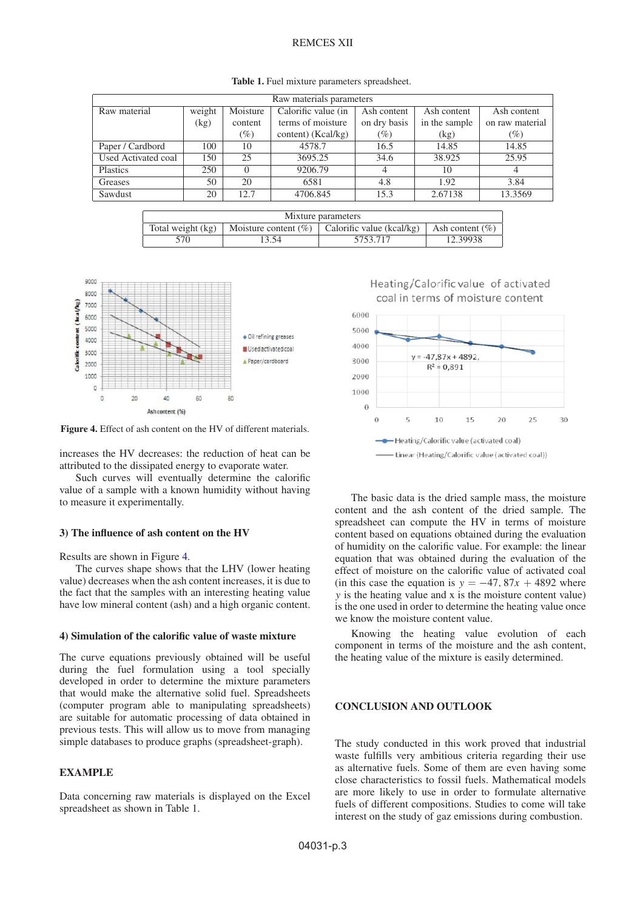**Table 1.** Fuel mixture parameters spreadsheet.

| Raw materials parameters | | | | | | |
|---|---|---|---|---|---|---|
| Raw material | weight (kg) | Moisture content (%) | Calorific value (in terms of moisture content) (Kcal/kg) | Ash content on dry basis (%) | Ash content in the sample (kg) | Ash content on raw material (%) |
| Paper / Cardbord | 100 | 10 | 4578.7 | 16.5 | 14.85 | 14.85 |
| Used Activated coal | 150 | 25 | 3695.25 | 34.6 | 38.925 | 25.95 |
| Plastics | 250 | 0 | 9206.79 | 4 | 10 | 4 |
| Greases | 50 | 20 | 6581 | 4.8 | 1.92 | 3.84 |
| Sawdust | 20 | 12.7 | 4706.845 | 15.3 | 2.67138 | 13.3569 |

| Mixture parameters | | | |
|---|---|---|---|
| Total weight (kg) | Moisture content (%) | Calorific value (kcal/kg) | Ash content (%) |
| 570 | 13.54 | 5753.717 | 12.39938 |

**Figure 4.** Effect of ash content on the HV of different materials.

increases the HV decreases: the reduction of heat can be attributed to the dissipated energy to evaporate water.

Such curves will eventually determine the calorific value of a sample with a known humidity without having to measure it experimentally.

### 3) The influence of ash content on the HV

Results are shown in Figure 4.

The curves shape shows that the LHV (lower heating value) decreases when the ash content increases, it is due to the fact that the samples with an interesting heating value have low mineral content (ash) and a high organic content.

### 4) Simulation of the calorific value of waste mixture

The curve equations previously obtained will be useful during the fuel formulation using a tool specially developed in order to determine the mixture parameters that would make the alternative solid fuel. Spreadsheets (computer program able to manipulating spreadsheets) are suitable for automatic processing of data obtained in previous tests. This will allow us to move from managing simple databases to produce graphs (spreadsheet-graph).

## EXAMPLE

Data concerning raw materials is displayed on the Excel spreadsheet as shown in Table 1.

The basic data is the dried sample mass, the moisture content and the ash content of the dried sample. The spreadsheet can compute the HV in terms of moisture content based on equations obtained during the evaluation of humidity on the calorific value. For example: the linear equation that was obtained during the evaluation of the effect of moisture on the calorific value of activated coal (in this case the equation is $y = -47,87x + 4892$ where $y$ is the heating value and x is the moisture content value) is the one used in order to determine the heating value once we know the moisture content value.

Knowing the heating value evolution of each component in terms of the moisture and the ash content, the heating value of the mixture is easily determined.

## CONCLUSION AND OUTLOOK

The study conducted in this work proved that industrial waste fulfills very ambitious criteria regarding their use as alternative fuels. Some of them are even having some close characteristics to fossil fuels. Mathematical models are more likely to use in order to formulate alternative fuels of different compositions. Studies to come will take interest on the study of gaz emissions during combustion.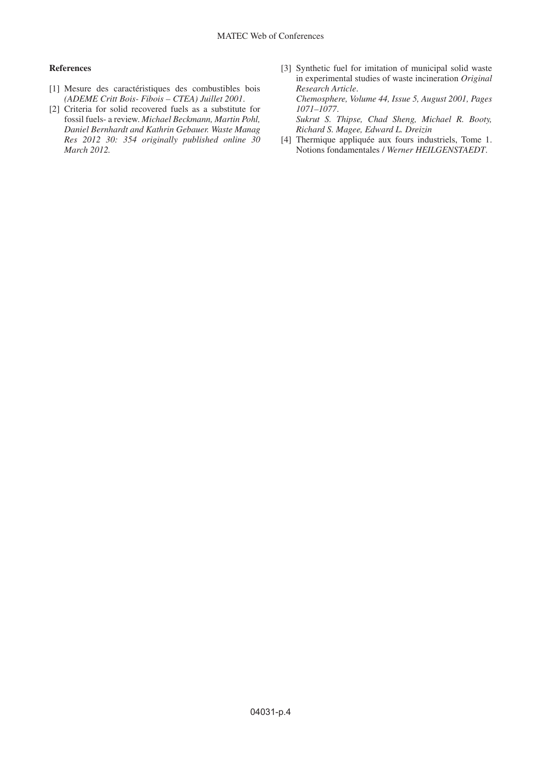**References**

[1] Mesure des caractéristiques des combustibles bois *(ADEME Critt Bois- Fibois – CTEA) Juillet 2001.*

[2] Criteria for solid recovered fuels as a substitute for fossil fuels- a review. *Michael Beckmann, Martin Pohl, Daniel Bernhardt and Kathrin Gebauer. Waste Manag Res 2012 30: 354 originally published online 30 March 2012.*

[3] Synthetic fuel for imitation of municipal solid waste in experimental studies of waste incineration *Original Research Article.*
*Chemosphere, Volume 44, Issue 5, August 2001, Pages 1071–1077.*
*Sukrut S. Thipse, Chad Sheng, Michael R. Booty, Richard S. Magee, Edward L. Dreizin*

[4] Thermique appliquée aux fours industriels, Tome 1. Notions fondamentales / *Werner HEILGENSTAEDT.*